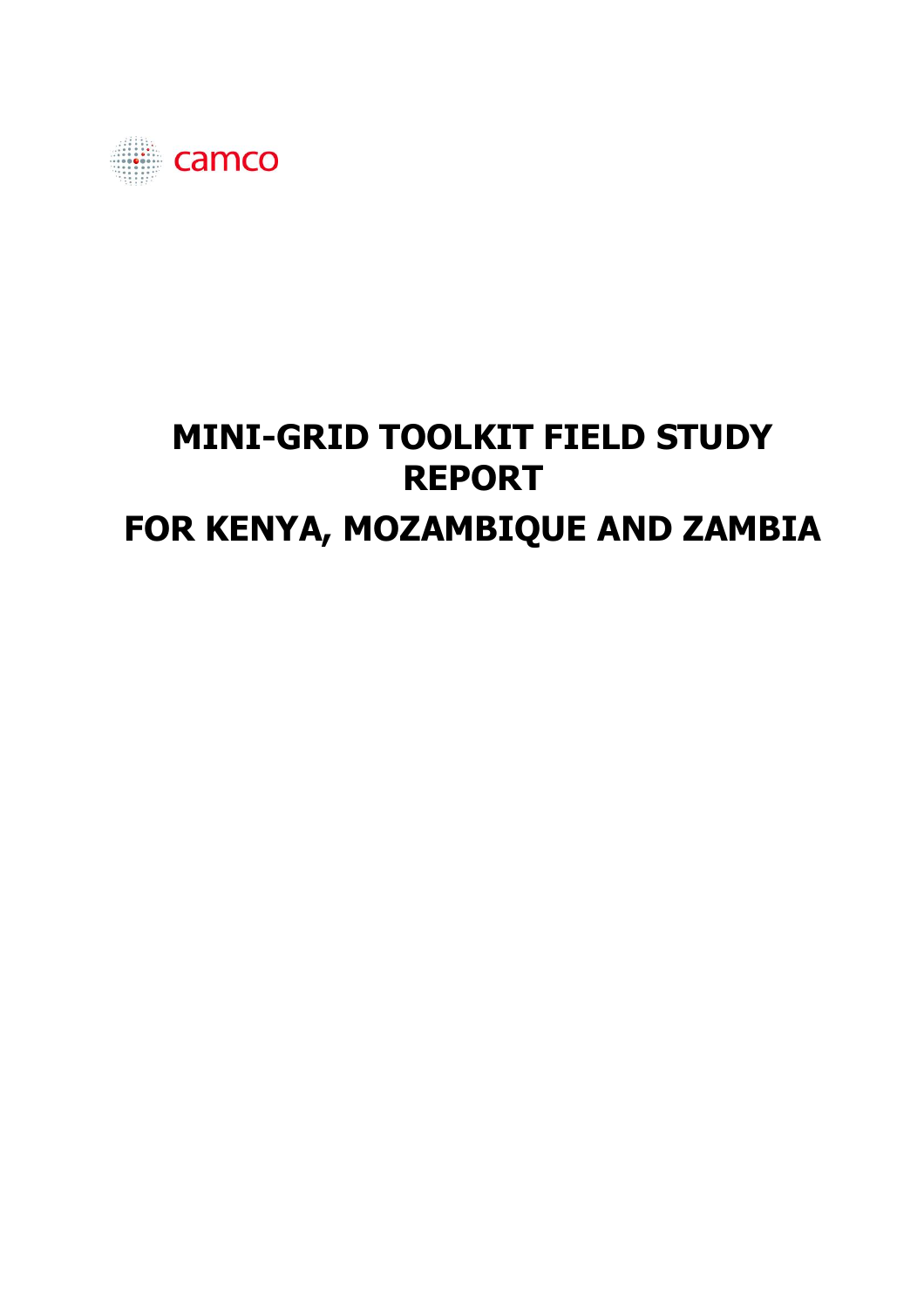camco

# MINI-GRID TOOLKIT FIELD STUDY REPORT

# FOR KENYA, MOZAMBIQUE AND ZAMBIA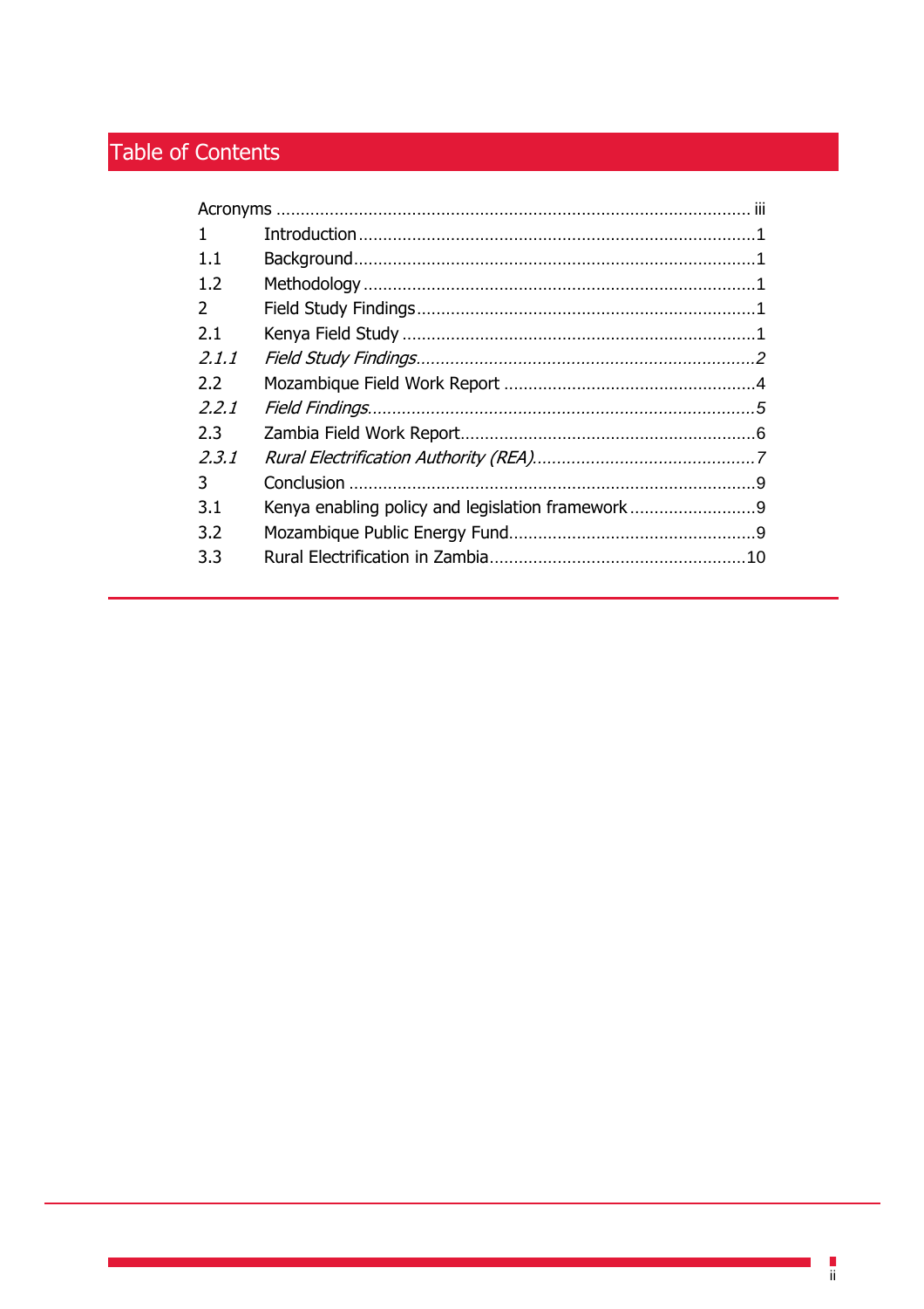# Table of Contents

| | | |
|---|---|---|
| Acronyms | | iii |
| 1 | Introduction | 1 |
| 1.1 | Background | 1 |
| 1.2 | Methodology | 1 |
| 2 | Field Study Findings | 1 |
| 2.1 | Kenya Field Study | 1 |
| *2.1.1* | *Field Study Findings* | *2* |
| 2.2 | Mozambique Field Work Report | 4 |
| *2.2.1* | *Field Findings* | *5* |
| 2.3 | Zambia Field Work Report | 6 |
| *2.3.1* | *Rural Electrification Authority (REA)* | *7* |
| 3 | Conclusion | 9 |
| 3.1 | Kenya enabling policy and legislation framework | 9 |
| 3.2 | Mozambique Public Energy Fund | 9 |
| 3.3 | Rural Electrification in Zambia | 10 |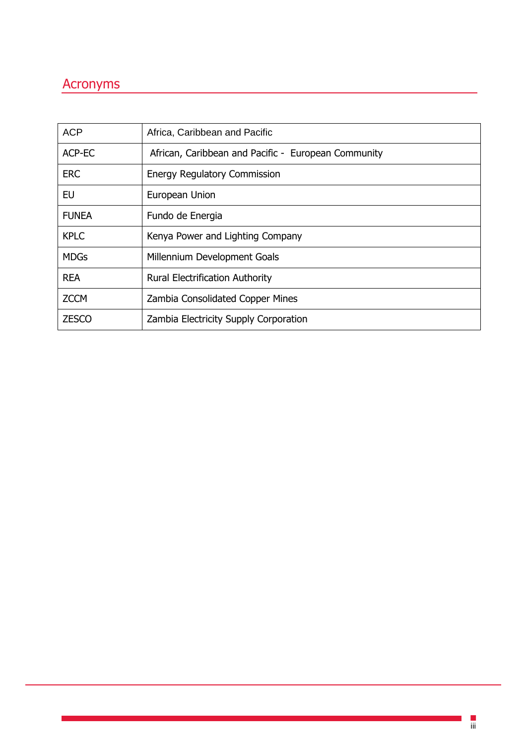# Acronyms

| ACP | Africa, Caribbean and Pacific |
|---|---|
| ACP-EC | African, Caribbean and Pacific - European Community |
| ERC | Energy Regulatory Commission |
| EU | European Union |
| FUNEA | Fundo de Energia |
| KPLC | Kenya Power and Lighting Company |
| MDGs | Millennium Development Goals |
| REA | Rural Electrification Authority |
| ZCCM | Zambia Consolidated Copper Mines |
| ZESCO | Zambia Electricity Supply Corporation |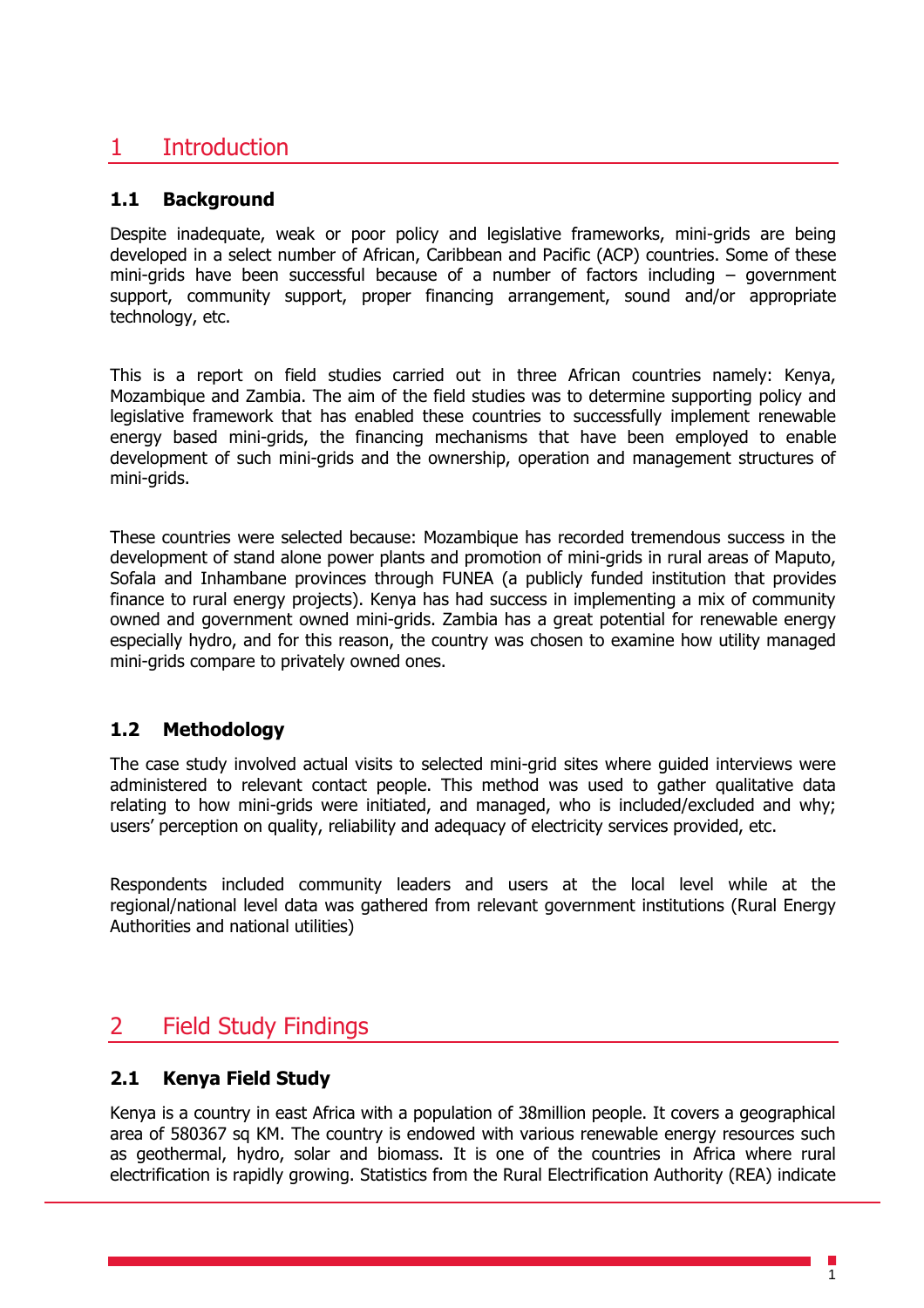# 1 Introduction

## 1.1 Background

Despite inadequate, weak or poor policy and legislative frameworks, mini-grids are being developed in a select number of African, Caribbean and Pacific (ACP) countries. Some of these mini-grids have been successful because of a number of factors including – government support, community support, proper financing arrangement, sound and/or appropriate technology, etc.

This is a report on field studies carried out in three African countries namely: Kenya, Mozambique and Zambia. The aim of the field studies was to determine supporting policy and legislative framework that has enabled these countries to successfully implement renewable energy based mini-grids, the financing mechanisms that have been employed to enable development of such mini-grids and the ownership, operation and management structures of mini-grids.

These countries were selected because: Mozambique has recorded tremendous success in the development of stand alone power plants and promotion of mini-grids in rural areas of Maputo, Sofala and Inhambane provinces through FUNEA (a publicly funded institution that provides finance to rural energy projects). Kenya has had success in implementing a mix of community owned and government owned mini-grids. Zambia has a great potential for renewable energy especially hydro, and for this reason, the country was chosen to examine how utility managed mini-grids compare to privately owned ones.

## 1.2 Methodology

The case study involved actual visits to selected mini-grid sites where guided interviews were administered to relevant contact people. This method was used to gather qualitative data relating to how mini-grids were initiated, and managed, who is included/excluded and why; users' perception on quality, reliability and adequacy of electricity services provided, etc.

Respondents included community leaders and users at the local level while at the regional/national level data was gathered from relevant government institutions (Rural Energy Authorities and national utilities)

# 2 Field Study Findings

## 2.1 Kenya Field Study

Kenya is a country in east Africa with a population of 38million people. It covers a geographical area of 580367 sq KM. The country is endowed with various renewable energy resources such as geothermal, hydro, solar and biomass. It is one of the countries in Africa where rural electrification is rapidly growing. Statistics from the Rural Electrification Authority (REA) indicate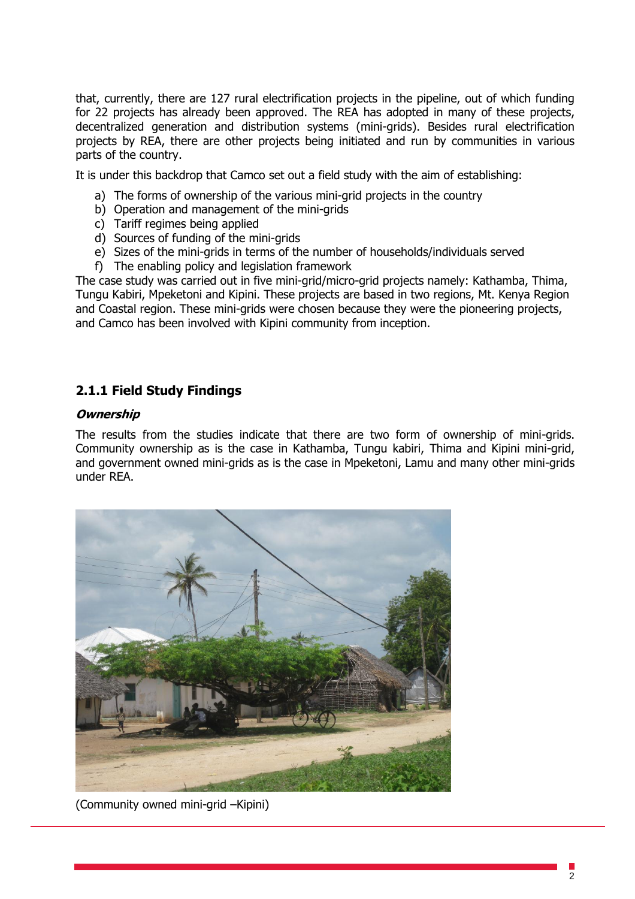that, currently, there are 127 rural electrification projects in the pipeline, out of which funding for 22 projects has already been approved. The REA has adopted in many of these projects, decentralized generation and distribution systems (mini-grids). Besides rural electrification projects by REA, there are other projects being initiated and run by communities in various parts of the country.

It is under this backdrop that Camco set out a field study with the aim of establishing:

a) The forms of ownership of the various mini-grid projects in the country
b) Operation and management of the mini-grids
c) Tariff regimes being applied
d) Sources of funding of the mini-grids
e) Sizes of the mini-grids in terms of the number of households/individuals served
f) The enabling policy and legislation framework

The case study was carried out in five mini-grid/micro-grid projects namely: Kathamba, Thima, Tungu Kabiri, Mpeketoni and Kipini. These projects are based in two regions, Mt. Kenya Region and Coastal region. These mini-grids were chosen because they were the pioneering projects, and Camco has been involved with Kipini community from inception.

### 2.1.1 Field Study Findings

#### *Ownership*

The results from the studies indicate that there are two form of ownership of mini-grids. Community ownership as is the case in Kathamba, Tungu kabiri, Thima and Kipini mini-grid, and government owned mini-grids as is the case in Mpeketoni, Lamu and many other mini-grids under REA.

(Community owned mini-grid –Kipini)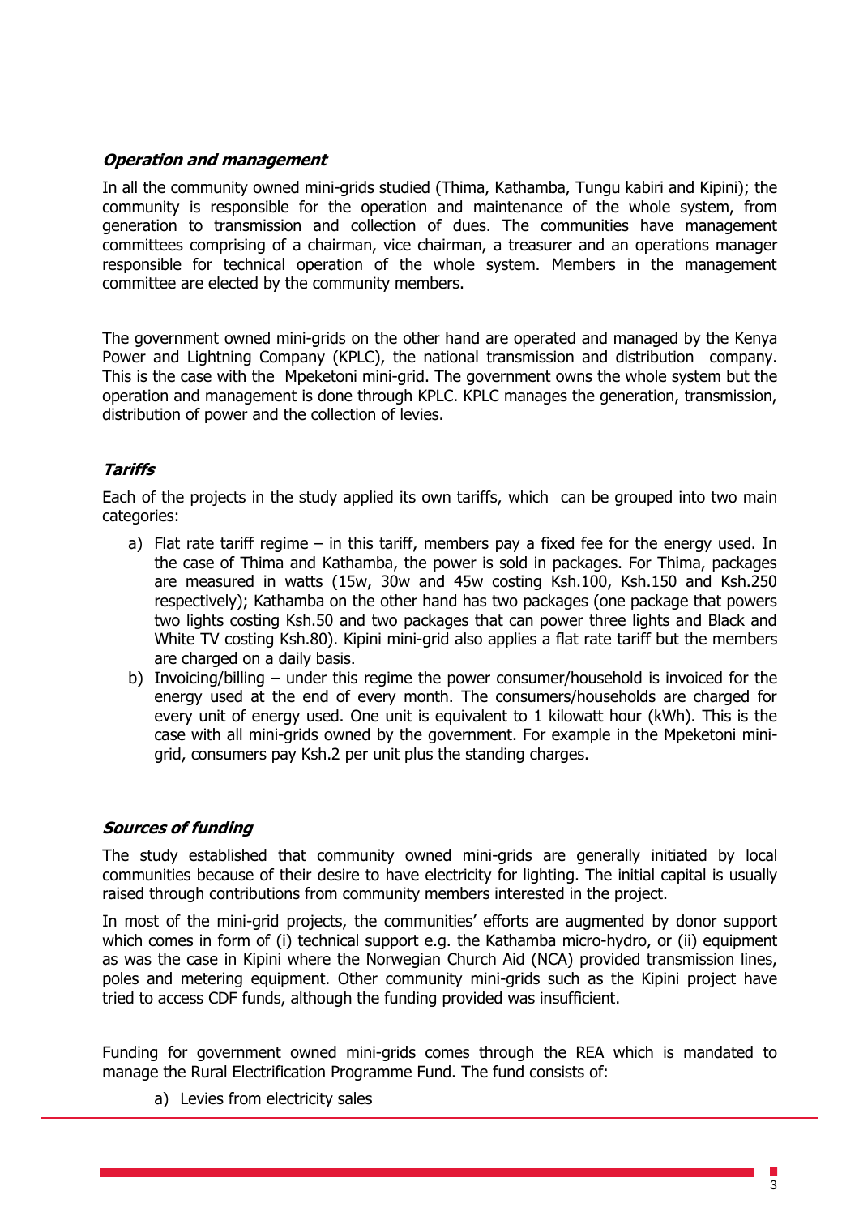### ***Operation and management***

In all the community owned mini-grids studied (Thima, Kathamba, Tungu kabiri and Kipini); the community is responsible for the operation and maintenance of the whole system, from generation to transmission and collection of dues. The communities have management committees comprising of a chairman, vice chairman, a treasurer and an operations manager responsible for technical operation of the whole system. Members in the management committee are elected by the community members.

The government owned mini-grids on the other hand are operated and managed by the Kenya Power and Lightning Company (KPLC), the national transmission and distribution company. This is the case with the Mpeketoni mini-grid. The government owns the whole system but the operation and management is done through KPLC. KPLC manages the generation, transmission, distribution of power and the collection of levies.

### ***Tariffs***

Each of the projects in the study applied its own tariffs, which can be grouped into two main categories:

a) Flat rate tariff regime – in this tariff, members pay a fixed fee for the energy used. In the case of Thima and Kathamba, the power is sold in packages. For Thima, packages are measured in watts (15w, 30w and 45w costing Ksh.100, Ksh.150 and Ksh.250 respectively); Kathamba on the other hand has two packages (one package that powers two lights costing Ksh.50 and two packages that can power three lights and Black and White TV costing Ksh.80). Kipini mini-grid also applies a flat rate tariff but the members are charged on a daily basis.
b) Invoicing/billing – under this regime the power consumer/household is invoiced for the energy used at the end of every month. The consumers/households are charged for every unit of energy used. One unit is equivalent to 1 kilowatt hour (kWh). This is the case with all mini-grids owned by the government. For example in the Mpeketoni mini-grid, consumers pay Ksh.2 per unit plus the standing charges.

### ***Sources of funding***

The study established that community owned mini-grids are generally initiated by local communities because of their desire to have electricity for lighting. The initial capital is usually raised through contributions from community members interested in the project.

In most of the mini-grid projects, the communities' efforts are augmented by donor support which comes in form of (i) technical support e.g. the Kathamba micro-hydro, or (ii) equipment as was the case in Kipini where the Norwegian Church Aid (NCA) provided transmission lines, poles and metering equipment. Other community mini-grids such as the Kipini project have tried to access CDF funds, although the funding provided was insufficient.

Funding for government owned mini-grids comes through the REA which is mandated to manage the Rural Electrification Programme Fund. The fund consists of:

a) Levies from electricity sales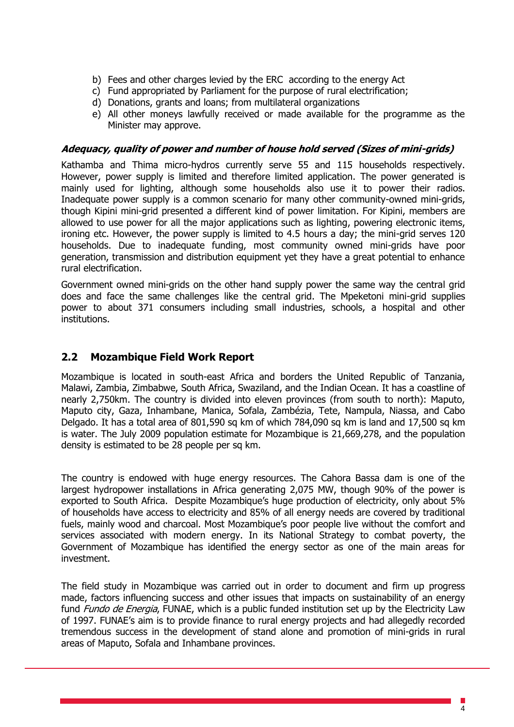b) Fees and other charges levied by the ERC according to the energy Act
c) Fund appropriated by Parliament for the purpose of rural electrification;
d) Donations, grants and loans; from multilateral organizations
e) All other moneys lawfully received or made available for the programme as the Minister may approve.

#### *Adequacy, quality of power and number of house hold served (Sizes of mini-grids)*

Kathamba and Thima micro-hydros currently serve 55 and 115 households respectively. However, power supply is limited and therefore limited application. The power generated is mainly used for lighting, although some households also use it to power their radios. Inadequate power supply is a common scenario for many other community-owned mini-grids, though Kipini mini-grid presented a different kind of power limitation. For Kipini, members are allowed to use power for all the major applications such as lighting, powering electronic items, ironing etc. However, the power supply is limited to 4.5 hours a day; the mini-grid serves 120 households. Due to inadequate funding, most community owned mini-grids have poor generation, transmission and distribution equipment yet they have a great potential to enhance rural electrification.

Government owned mini-grids on the other hand supply power the same way the central grid does and face the same challenges like the central grid. The Mpeketoni mini-grid supplies power to about 371 consumers including small industries, schools, a hospital and other institutions.

## 2.2 Mozambique Field Work Report

Mozambique is located in south-east Africa and borders the United Republic of Tanzania, Malawi, Zambia, Zimbabwe, South Africa, Swaziland, and the Indian Ocean. It has a coastline of nearly 2,750km. The country is divided into eleven provinces (from south to north): Maputo, Maputo city, Gaza, Inhambane, Manica, Sofala, Zambézia, Tete, Nampula, Niassa, and Cabo Delgado. It has a total area of 801,590 sq km of which 784,090 sq km is land and 17,500 sq km is water. The July 2009 population estimate for Mozambique is 21,669,278, and the population density is estimated to be 28 people per sq km.

The country is endowed with huge energy resources. The Cahora Bassa dam is one of the largest hydropower installations in Africa generating 2,075 MW, though 90% of the power is exported to South Africa. Despite Mozambique's huge production of electricity, only about 5% of households have access to electricity and 85% of all energy needs are covered by traditional fuels, mainly wood and charcoal. Most Mozambique's poor people live without the comfort and services associated with modern energy. In its National Strategy to combat poverty, the Government of Mozambique has identified the energy sector as one of the main areas for investment.

The field study in Mozambique was carried out in order to document and firm up progress made, factors influencing success and other issues that impacts on sustainability of an energy fund *Fundo de Energia*, FUNAE, which is a public funded institution set up by the Electricity Law of 1997. FUNAE's aim is to provide finance to rural energy projects and had allegedly recorded tremendous success in the development of stand alone and promotion of mini-grids in rural areas of Maputo, Sofala and Inhambane provinces.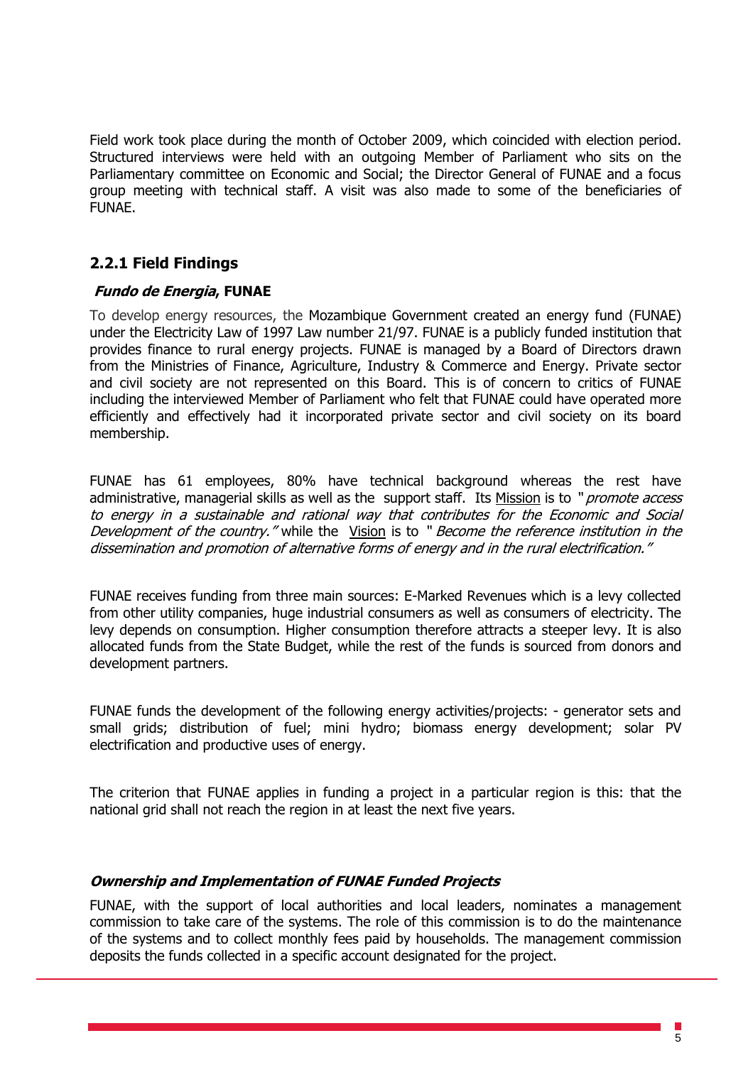Field work took place during the month of October 2009, which coincided with election period. Structured interviews were held with an outgoing Member of Parliament who sits on the Parliamentary committee on Economic and Social; the Director General of FUNAE and a focus group meeting with technical staff. A visit was also made to some of the beneficiaries of FUNAE.

### 2.2.1 Field Findings

***Fundo de Energia*, FUNAE**

To develop energy resources, the Mozambique Government created an energy fund (FUNAE) under the Electricity Law of 1997 Law number 21/97. FUNAE is a publicly funded institution that provides finance to rural energy projects. FUNAE is managed by a Board of Directors drawn from the Ministries of Finance, Agriculture, Industry & Commerce and Energy. Private sector and civil society are not represented on this Board. This is of concern to critics of FUNAE including the interviewed Member of Parliament who felt that FUNAE could have operated more efficiently and effectively had it incorporated private sector and civil society on its board membership.

FUNAE has 61 employees, 80% have technical background whereas the rest have administrative, managerial skills as well as the support staff. Its Mission is to "*promote access to energy in a sustainable and rational way that contributes for the Economic and Social Development of the country.*" while the Vision is to "*Become the reference institution in the dissemination and promotion of alternative forms of energy and in the rural electrification.*"

FUNAE receives funding from three main sources: E-Marked Revenues which is a levy collected from other utility companies, huge industrial consumers as well as consumers of electricity. The levy depends on consumption. Higher consumption therefore attracts a steeper levy. It is also allocated funds from the State Budget, while the rest of the funds is sourced from donors and development partners.

FUNAE funds the development of the following energy activities/projects: - generator sets and small grids; distribution of fuel; mini hydro; biomass energy development; solar PV electrification and productive uses of energy.

The criterion that FUNAE applies in funding a project in a particular region is this: that the national grid shall not reach the region in at least the next five years.

***Ownership and Implementation of FUNAE Funded Projects***

FUNAE, with the support of local authorities and local leaders, nominates a management commission to take care of the systems. The role of this commission is to do the maintenance of the systems and to collect monthly fees paid by households. The management commission deposits the funds collected in a specific account designated for the project.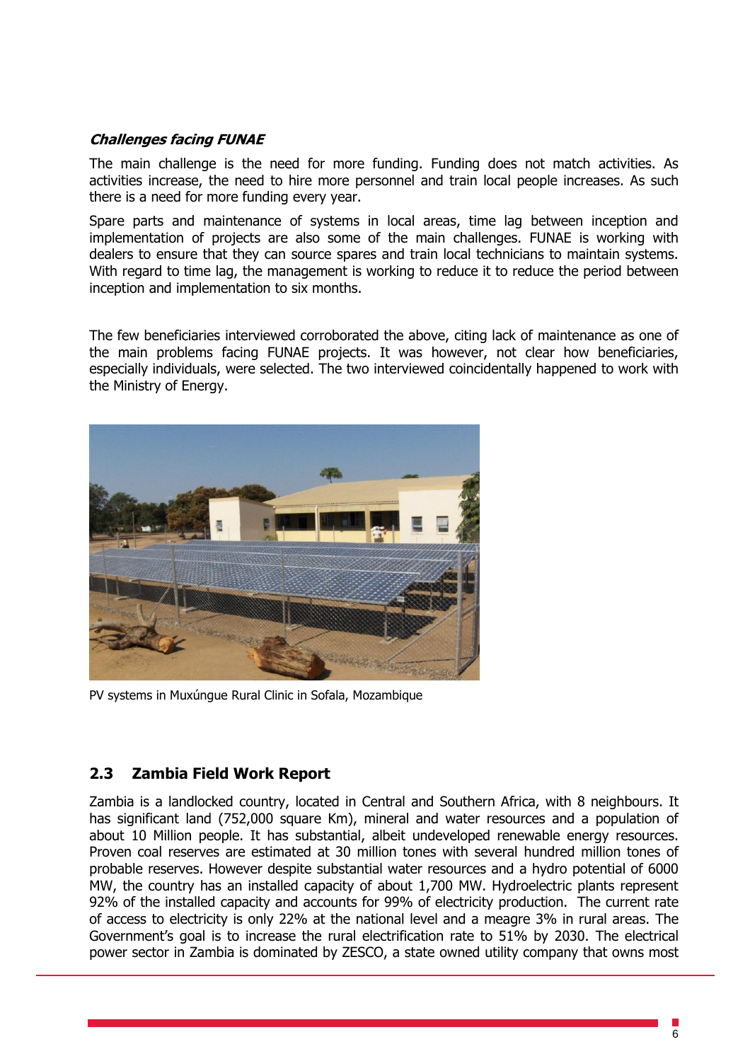***Challenges facing FUNAE***

The main challenge is the need for more funding. Funding does not match activities. As activities increase, the need to hire more personnel and train local people increases. As such there is a need for more funding every year.

Spare parts and maintenance of systems in local areas, time lag between inception and implementation of projects are also some of the main challenges. FUNAE is working with dealers to ensure that they can source spares and train local technicians to maintain systems. With regard to time lag, the management is working to reduce it to reduce the period between inception and implementation to six months.

The few beneficiaries interviewed corroborated the above, citing lack of maintenance as one of the main problems facing FUNAE projects. It was however, not clear how beneficiaries, especially individuals, were selected. The two interviewed coincidentally happened to work with the Ministry of Energy.

PV systems in Muxúngue Rural Clinic in Sofala, Mozambique

## 2.3 Zambia Field Work Report

Zambia is a landlocked country, located in Central and Southern Africa, with 8 neighbours. It has significant land (752,000 square Km), mineral and water resources and a population of about 10 Million people. It has substantial, albeit undeveloped renewable energy resources. Proven coal reserves are estimated at 30 million tones with several hundred million tones of probable reserves. However despite substantial water resources and a hydro potential of 6000 MW, the country has an installed capacity of about 1,700 MW. Hydroelectric plants represent 92% of the installed capacity and accounts for 99% of electricity production. The current rate of access to electricity is only 22% at the national level and a meagre 3% in rural areas. The Government's goal is to increase the rural electrification rate to 51% by 2030. The electrical power sector in Zambia is dominated by ZESCO, a state owned utility company that owns most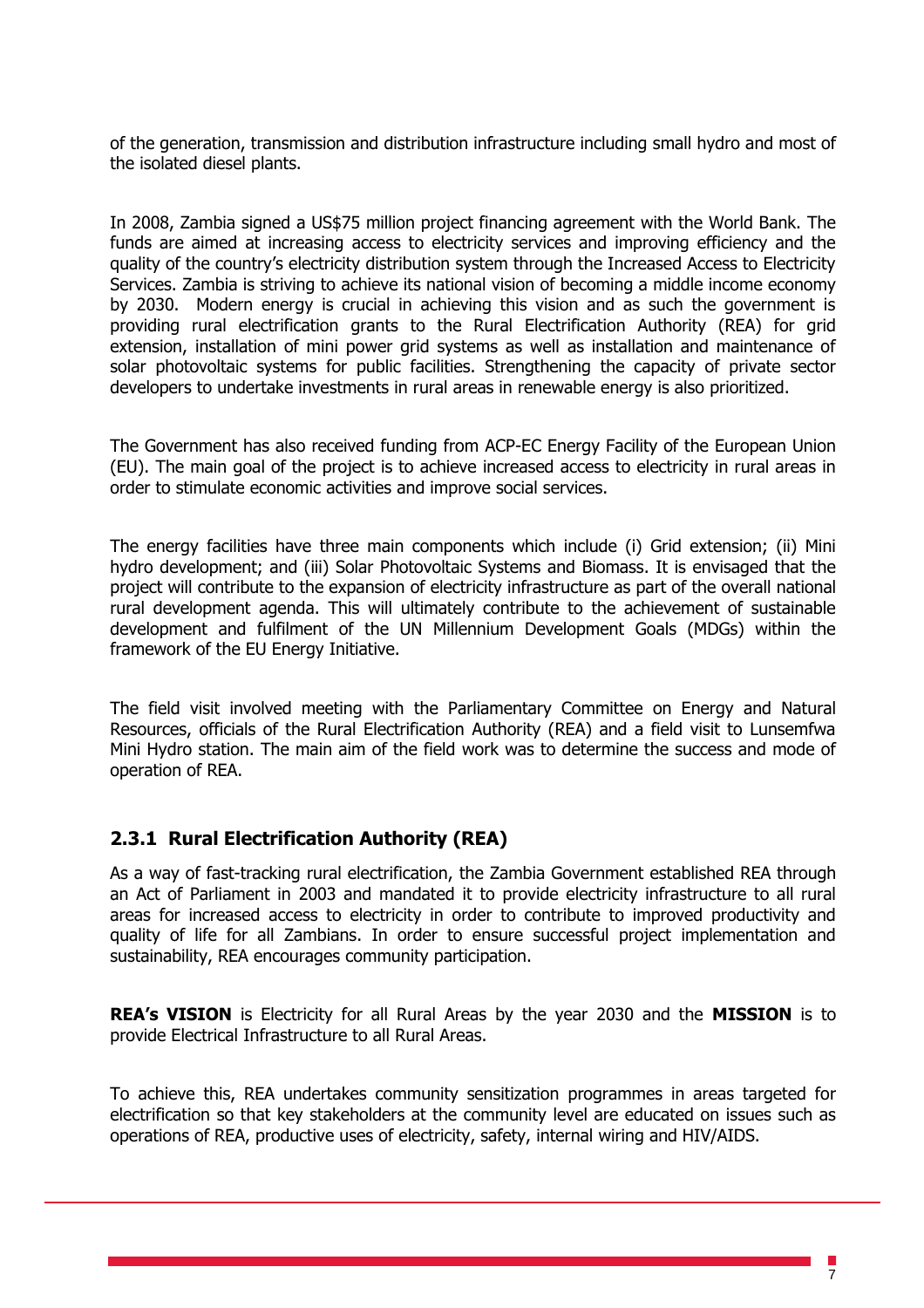of the generation, transmission and distribution infrastructure including small hydro and most of the isolated diesel plants.

In 2008, Zambia signed a US$75 million project financing agreement with the World Bank. The funds are aimed at increasing access to electricity services and improving efficiency and the quality of the country's electricity distribution system through the Increased Access to Electricity Services. Zambia is striving to achieve its national vision of becoming a middle income economy by 2030. Modern energy is crucial in achieving this vision and as such the government is providing rural electrification grants to the Rural Electrification Authority (REA) for grid extension, installation of mini power grid systems as well as installation and maintenance of solar photovoltaic systems for public facilities. Strengthening the capacity of private sector developers to undertake investments in rural areas in renewable energy is also prioritized.

The Government has also received funding from ACP-EC Energy Facility of the European Union (EU). The main goal of the project is to achieve increased access to electricity in rural areas in order to stimulate economic activities and improve social services.

The energy facilities have three main components which include (i) Grid extension; (ii) Mini hydro development; and (iii) Solar Photovoltaic Systems and Biomass. It is envisaged that the project will contribute to the expansion of electricity infrastructure as part of the overall national rural development agenda. This will ultimately contribute to the achievement of sustainable development and fulfilment of the UN Millennium Development Goals (MDGs) within the framework of the EU Energy Initiative.

The field visit involved meeting with the Parliamentary Committee on Energy and Natural Resources, officials of the Rural Electrification Authority (REA) and a field visit to Lunsemfwa Mini Hydro station. The main aim of the field work was to determine the success and mode of operation of REA.

### 2.3.1 Rural Electrification Authority (REA)

As a way of fast-tracking rural electrification, the Zambia Government established REA through an Act of Parliament in 2003 and mandated it to provide electricity infrastructure to all rural areas for increased access to electricity in order to contribute to improved productivity and quality of life for all Zambians. In order to ensure successful project implementation and sustainability, REA encourages community participation.

**REA's VISION** is Electricity for all Rural Areas by the year 2030 and the **MISSION** is to provide Electrical Infrastructure to all Rural Areas.

To achieve this, REA undertakes community sensitization programmes in areas targeted for electrification so that key stakeholders at the community level are educated on issues such as operations of REA, productive uses of electricity, safety, internal wiring and HIV/AIDS.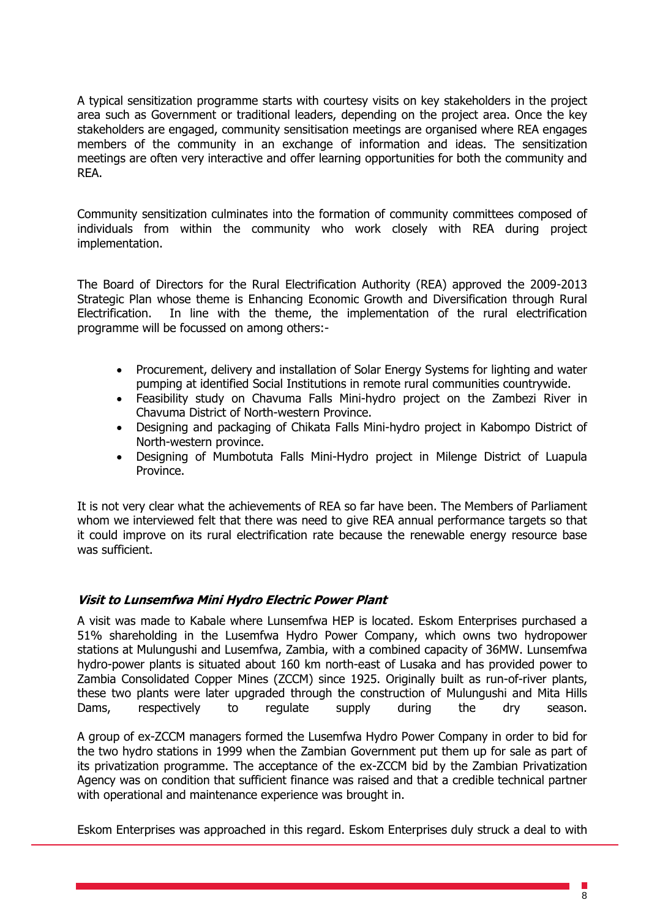A typical sensitization programme starts with courtesy visits on key stakeholders in the project area such as Government or traditional leaders, depending on the project area. Once the key stakeholders are engaged, community sensitisation meetings are organised where REA engages members of the community in an exchange of information and ideas. The sensitization meetings are often very interactive and offer learning opportunities for both the community and REA.

Community sensitization culminates into the formation of community committees composed of individuals from within the community who work closely with REA during project implementation.

The Board of Directors for the Rural Electrification Authority (REA) approved the 2009-2013 Strategic Plan whose theme is Enhancing Economic Growth and Diversification through Rural Electrification. In line with the theme, the implementation of the rural electrification programme will be focussed on among others:-

- Procurement, delivery and installation of Solar Energy Systems for lighting and water pumping at identified Social Institutions in remote rural communities countrywide.
- Feasibility study on Chavuma Falls Mini-hydro project on the Zambezi River in Chavuma District of North-western Province.
- Designing and packaging of Chikata Falls Mini-hydro project in Kabompo District of North-western province.
- Designing of Mumbotuta Falls Mini-Hydro project in Milenge District of Luapula Province.

It is not very clear what the achievements of REA so far have been. The Members of Parliament whom we interviewed felt that there was need to give REA annual performance targets so that it could improve on its rural electrification rate because the renewable energy resource base was sufficient.

### *Visit to Lunsemfwa Mini Hydro Electric Power Plant*

A visit was made to Kabale where Lunsemfwa HEP is located. Eskom Enterprises purchased a 51% shareholding in the Lusemfwa Hydro Power Company, which owns two hydropower stations at Mulungushi and Lusemfwa, Zambia, with a combined capacity of 36MW. Lunsemfwa hydro-power plants is situated about 160 km north-east of Lusaka and has provided power to Zambia Consolidated Copper Mines (ZCCM) since 1925. Originally built as run-of-river plants, these two plants were later upgraded through the construction of Mulungushi and Mita Hills Dams, respectively to regulate supply during the dry season.

A group of ex-ZCCM managers formed the Lusemfwa Hydro Power Company in order to bid for the two hydro stations in 1999 when the Zambian Government put them up for sale as part of its privatization programme. The acceptance of the ex-ZCCM bid by the Zambian Privatization Agency was on condition that sufficient finance was raised and that a credible technical partner with operational and maintenance experience was brought in.

Eskom Enterprises was approached in this regard. Eskom Enterprises duly struck a deal to with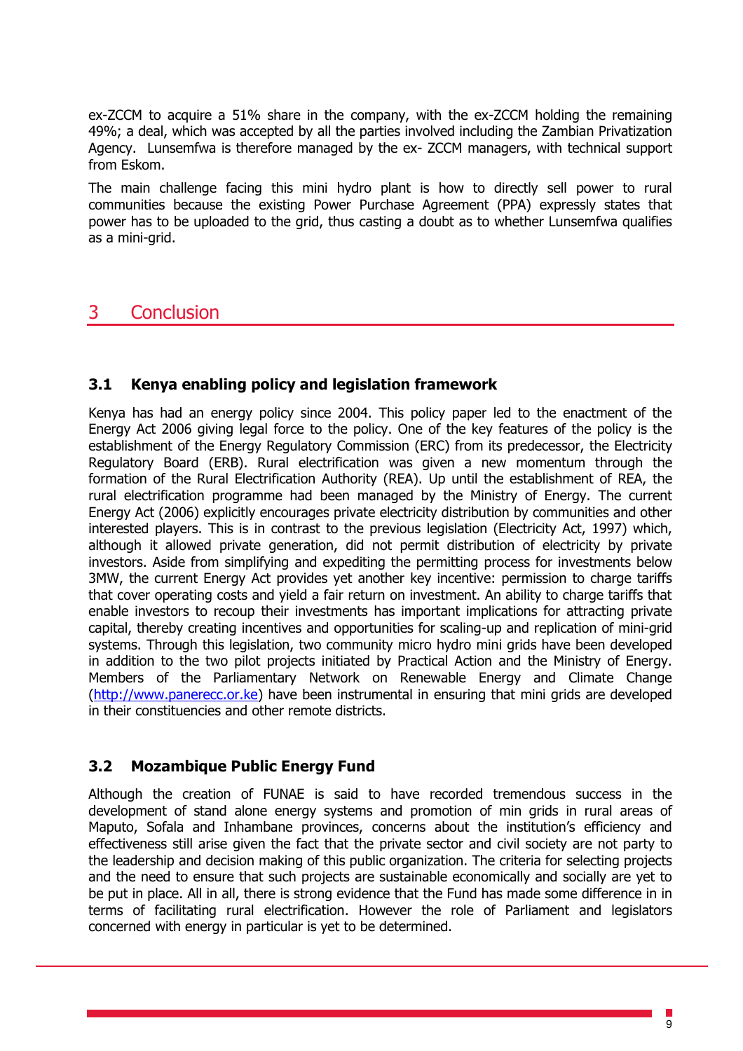ex-ZCCM to acquire a 51% share in the company, with the ex-ZCCM holding the remaining 49%; a deal, which was accepted by all the parties involved including the Zambian Privatization Agency. Lunsemfwa is therefore managed by the ex- ZCCM managers, with technical support from Eskom.

The main challenge facing this mini hydro plant is how to directly sell power to rural communities because the existing Power Purchase Agreement (PPA) expressly states that power has to be uploaded to the grid, thus casting a doubt as to whether Lunsemfwa qualifies as a mini-grid.

# 3 Conclusion

## 3.1 Kenya enabling policy and legislation framework

Kenya has had an energy policy since 2004. This policy paper led to the enactment of the Energy Act 2006 giving legal force to the policy. One of the key features of the policy is the establishment of the Energy Regulatory Commission (ERC) from its predecessor, the Electricity Regulatory Board (ERB). Rural electrification was given a new momentum through the formation of the Rural Electrification Authority (REA). Up until the establishment of REA, the rural electrification programme had been managed by the Ministry of Energy. The current Energy Act (2006) explicitly encourages private electricity distribution by communities and other interested players. This is in contrast to the previous legislation (Electricity Act, 1997) which, although it allowed private generation, did not permit distribution of electricity by private investors. Aside from simplifying and expediting the permitting process for investments below 3MW, the current Energy Act provides yet another key incentive: permission to charge tariffs that cover operating costs and yield a fair return on investment. An ability to charge tariffs that enable investors to recoup their investments has important implications for attracting private capital, thereby creating incentives and opportunities for scaling-up and replication of mini-grid systems. Through this legislation, two community micro hydro mini grids have been developed in addition to the two pilot projects initiated by Practical Action and the Ministry of Energy. Members of the Parliamentary Network on Renewable Energy and Climate Change (http://www.panerecc.or.ke) have been instrumental in ensuring that mini grids are developed in their constituencies and other remote districts.

## 3.2 Mozambique Public Energy Fund

Although the creation of FUNAE is said to have recorded tremendous success in the development of stand alone energy systems and promotion of min grids in rural areas of Maputo, Sofala and Inhambane provinces, concerns about the institution's efficiency and effectiveness still arise given the fact that the private sector and civil society are not party to the leadership and decision making of this public organization. The criteria for selecting projects and the need to ensure that such projects are sustainable economically and socially are yet to be put in place. All in all, there is strong evidence that the Fund has made some difference in in terms of facilitating rural electrification. However the role of Parliament and legislators concerned with energy in particular is yet to be determined.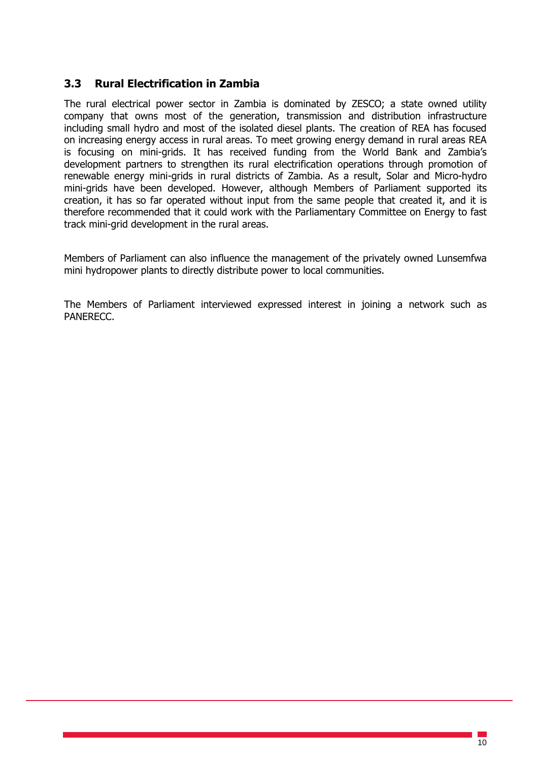### 3.3 Rural Electrification in Zambia

The rural electrical power sector in Zambia is dominated by ZESCO; a state owned utility company that owns most of the generation, transmission and distribution infrastructure including small hydro and most of the isolated diesel plants. The creation of REA has focused on increasing energy access in rural areas. To meet growing energy demand in rural areas REA is focusing on mini-grids. It has received funding from the World Bank and Zambia's development partners to strengthen its rural electrification operations through promotion of renewable energy mini-grids in rural districts of Zambia. As a result, Solar and Micro-hydro mini-grids have been developed. However, although Members of Parliament supported its creation, it has so far operated without input from the same people that created it, and it is therefore recommended that it could work with the Parliamentary Committee on Energy to fast track mini-grid development in the rural areas.

Members of Parliament can also influence the management of the privately owned Lunsemfwa mini hydropower plants to directly distribute power to local communities.

The Members of Parliament interviewed expressed interest in joining a network such as PANERECC.